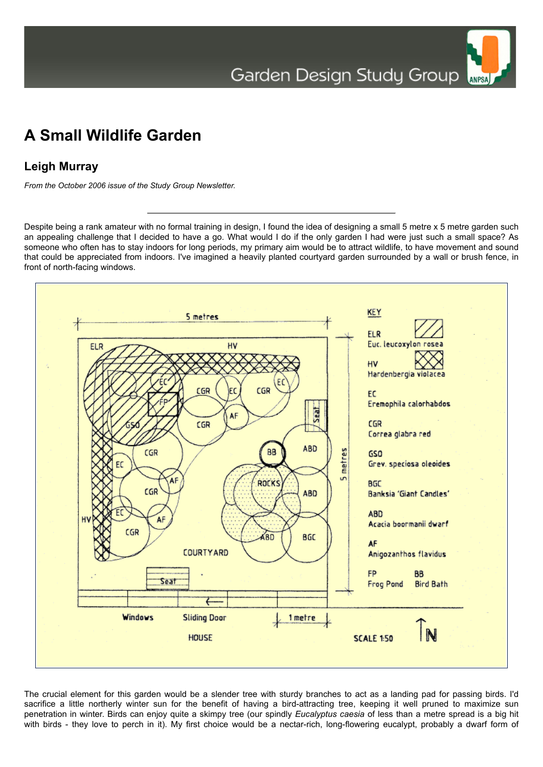# A Small Wildlife Garden

## Leigh Murray

*From the October 2006 issue of the Study Group Newsletter.*

---

Despite being a rank amateur with no formal training in design, I found the idea of designing a small 5 metre x 5 metre garden such an appealing challenge that I decided to have a go. What would I do if the only garden I had were just such a small space? As someone who often has to stay indoors for long periods, my primary aim would be to attract wildlife, to have movement and sound that could be appreciated from indoors. I've imagined a heavily planted courtyard garden surrounded by a wall or brush fence, in front of north-facing windows.

5 metres

ELR
HV
EC
CGR
FP
AF
GSO
Seat
BB
ABD
ROCKS
BGC
HV
COURTYARD
Seat
5 metres

KEY

ELR
Euc. leucoxylon rosea

HV
Hardenbergia violacea

EC
Eremophila calorhabdos

CGR
Correa glabra red

GSO
Grev. speciosa oleoides

BGC
Banksia 'Giant Candles'

ABD
Acacia boormanii dwarf

AF
Anigozanthos flavidus

FP Frog Pond
BB Bird Bath

Windows
Sliding Door
1 metre
HOUSE
SCALE 1:50
N

The crucial element for this garden would be a slender tree with sturdy branches to act as a landing pad for passing birds. I'd sacrifice a little northerly winter sun for the benefit of having a bird-attracting tree, keeping it well pruned to maximize sun penetration in winter. Birds can enjoy quite a skimpy tree (our spindly *Eucalyptus caesia* of less than a metre spread is a big hit with birds - they love to perch in it). My first choice would be a nectar-rich, long-flowering eucalypt, probably a dwarf form of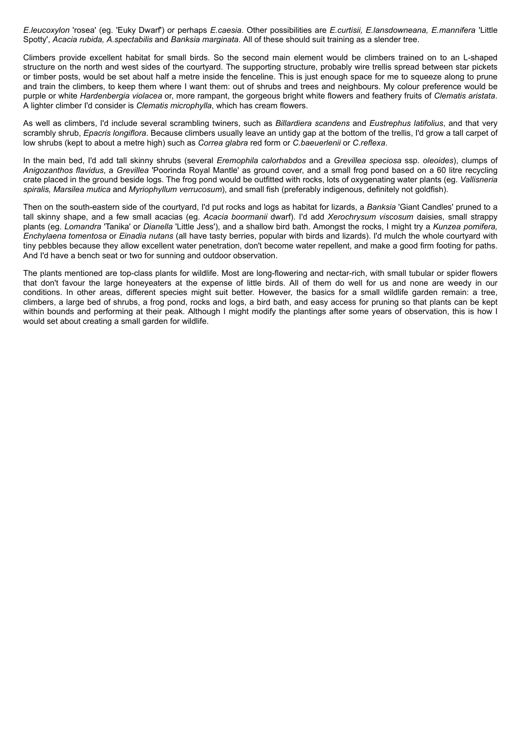*E.leucoxylon* 'rosea' (eg. 'Euky Dwarf') or perhaps *E.caesia*. Other possibilities are *E.curtisii, E.lansdowneana, E.mannifera* 'Little Spotty', *Acacia rubida, A.spectabilis* and *Banksia marginata*. All of these should suit training as a slender tree.

Climbers provide excellent habitat for small birds. So the second main element would be climbers trained on to an L-shaped structure on the north and west sides of the courtyard. The supporting structure, probably wire trellis spread between star pickets or timber posts, would be set about half a metre inside the fenceline. This is just enough space for me to squeeze along to prune and train the climbers, to keep them where I want them: out of shrubs and trees and neighbours. My colour preference would be purple or white *Hardenbergia violacea* or, more rampant, the gorgeous bright white flowers and feathery fruits of *Clematis aristata*. A lighter climber I'd consider is *Clematis microphylla*, which has cream flowers.

As well as climbers, I'd include several scrambling twiners, such as *Billardiera scandens* and *Eustrephus latifolius*, and that very scrambly shrub, *Epacris longiflora*. Because climbers usually leave an untidy gap at the bottom of the trellis, I'd grow a tall carpet of low shrubs (kept to about a metre high) such as *Correa glabra* red form or *C.baeuerlenii* or *C.reflexa*.

In the main bed, I'd add tall skinny shrubs (several *Eremophila calorhabdos* and a *Grevillea speciosa* ssp. *oleoides*), clumps of *Anigozanthos flavidus*, a *Grevillea* 'Poorinda Royal Mantle' as ground cover, and a small frog pond based on a 60 litre recycling crate placed in the ground beside logs. The frog pond would be outfitted with rocks, lots of oxygenating water plants (eg. *Vallisneria spiralis, Marsilea mutica* and *Myriophyllum verrucosum*), and small fish (preferably indigenous, definitely not goldfish).

Then on the south-eastern side of the courtyard, I'd put rocks and logs as habitat for lizards, a *Banksia* 'Giant Candles' pruned to a tall skinny shape, and a few small acacias (eg. *Acacia boormanii* dwarf). I'd add *Xerochrysum viscosum* daisies, small strappy plants (eg. *Lomandra* 'Tanika' or *Dianella* 'Little Jess'), and a shallow bird bath. Amongst the rocks, I might try a *Kunzea pomifera, Enchylaena tomentosa* or *Einadia nutans* (all have tasty berries, popular with birds and lizards). I'd mulch the whole courtyard with tiny pebbles because they allow excellent water penetration, don't become water repellent, and make a good firm footing for paths. And I'd have a bench seat or two for sunning and outdoor observation.

The plants mentioned are top-class plants for wildlife. Most are long-flowering and nectar-rich, with small tubular or spider flowers that don't favour the large honeyeaters at the expense of little birds. All of them do well for us and none are weedy in our conditions. In other areas, different species might suit better. However, the basics for a small wildlife garden remain: a tree, climbers, a large bed of shrubs, a frog pond, rocks and logs, a bird bath, and easy access for pruning so that plants can be kept within bounds and performing at their peak. Although I might modify the plantings after some years of observation, this is how I would set about creating a small garden for wildlife.